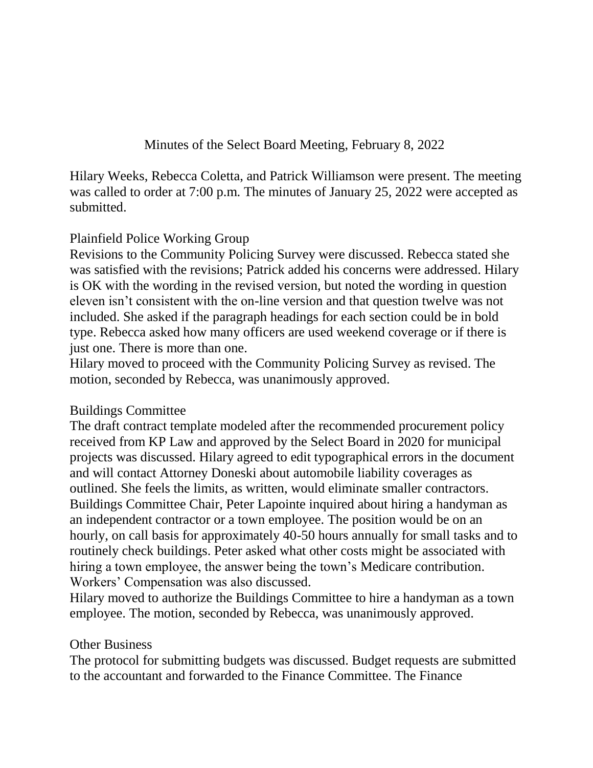# Minutes of the Select Board Meeting, February 8, 2022

Hilary Weeks, Rebecca Coletta, and Patrick Williamson were present. The meeting was called to order at 7:00 p.m. The minutes of January 25, 2022 were accepted as submitted.

## Plainfield Police Working Group

Revisions to the Community Policing Survey were discussed. Rebecca stated she was satisfied with the revisions; Patrick added his concerns were addressed. Hilary is OK with the wording in the revised version, but noted the wording in question eleven isn't consistent with the on-line version and that question twelve was not included. She asked if the paragraph headings for each section could be in bold type. Rebecca asked how many officers are used weekend coverage or if there is just one. There is more than one.

Hilary moved to proceed with the Community Policing Survey as revised. The motion, seconded by Rebecca, was unanimously approved.

## Buildings Committee

The draft contract template modeled after the recommended procurement policy received from KP Law and approved by the Select Board in 2020 for municipal projects was discussed. Hilary agreed to edit typographical errors in the document and will contact Attorney Doneski about automobile liability coverages as outlined. She feels the limits, as written, would eliminate smaller contractors. Buildings Committee Chair, Peter Lapointe inquired about hiring a handyman as an independent contractor or a town employee. The position would be on an hourly, on call basis for approximately 40-50 hours annually for small tasks and to routinely check buildings. Peter asked what other costs might be associated with hiring a town employee, the answer being the town's Medicare contribution. Workers' Compensation was also discussed.

Hilary moved to authorize the Buildings Committee to hire a handyman as a town employee. The motion, seconded by Rebecca, was unanimously approved.

## Other Business

The protocol for submitting budgets was discussed. Budget requests are submitted to the accountant and forwarded to the Finance Committee. The Finance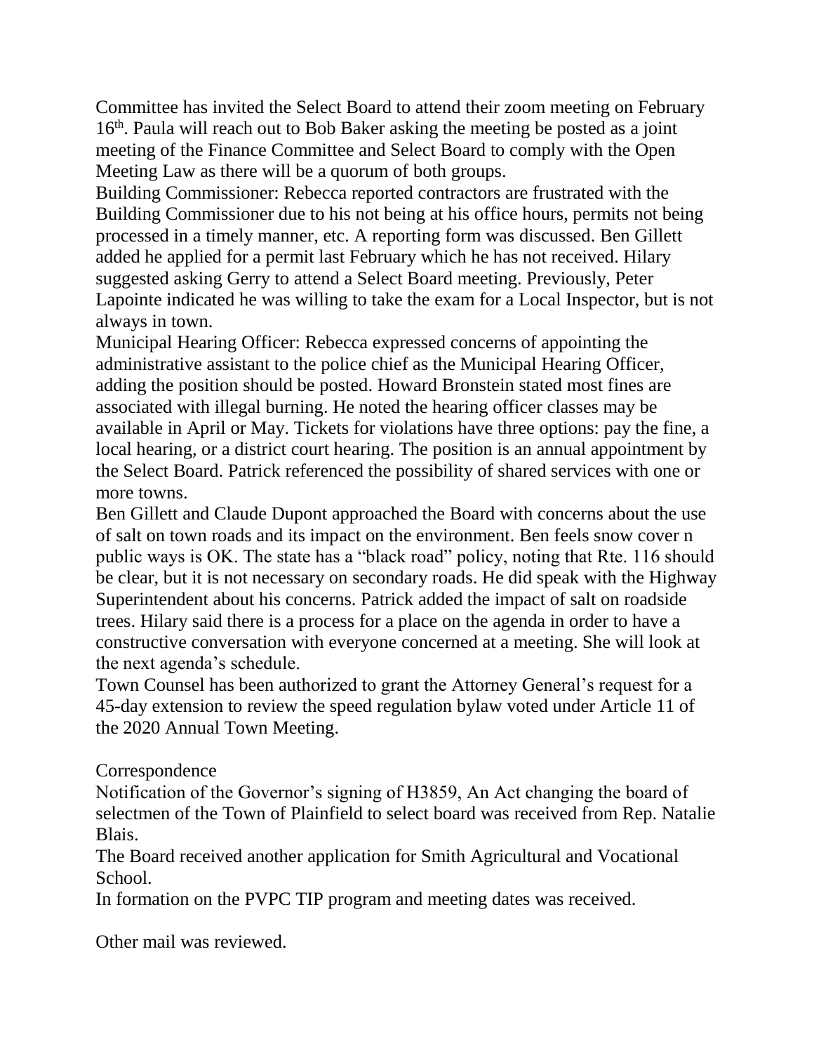Committee has invited the Select Board to attend their zoom meeting on February 16th. Paula will reach out to Bob Baker asking the meeting be posted as a joint meeting of the Finance Committee and Select Board to comply with the Open Meeting Law as there will be a quorum of both groups.

Building Commissioner: Rebecca reported contractors are frustrated with the Building Commissioner due to his not being at his office hours, permits not being processed in a timely manner, etc. A reporting form was discussed. Ben Gillett added he applied for a permit last February which he has not received. Hilary suggested asking Gerry to attend a Select Board meeting. Previously, Peter Lapointe indicated he was willing to take the exam for a Local Inspector, but is not always in town.

Municipal Hearing Officer: Rebecca expressed concerns of appointing the administrative assistant to the police chief as the Municipal Hearing Officer, adding the position should be posted. Howard Bronstein stated most fines are associated with illegal burning. He noted the hearing officer classes may be available in April or May. Tickets for violations have three options: pay the fine, a local hearing, or a district court hearing. The position is an annual appointment by the Select Board. Patrick referenced the possibility of shared services with one or more towns.

Ben Gillett and Claude Dupont approached the Board with concerns about the use of salt on town roads and its impact on the environment. Ben feels snow cover n public ways is OK. The state has a "black road" policy, noting that Rte. 116 should be clear, but it is not necessary on secondary roads. He did speak with the Highway Superintendent about his concerns. Patrick added the impact of salt on roadside trees. Hilary said there is a process for a place on the agenda in order to have a constructive conversation with everyone concerned at a meeting. She will look at the next agenda's schedule.

Town Counsel has been authorized to grant the Attorney General's request for a 45-day extension to review the speed regulation bylaw voted under Article 11 of the 2020 Annual Town Meeting.

Correspondence

Notification of the Governor's signing of H3859, An Act changing the board of selectmen of the Town of Plainfield to select board was received from Rep. Natalie Blais.

The Board received another application for Smith Agricultural and Vocational School.

In formation on the PVPC TIP program and meeting dates was received.

Other mail was reviewed.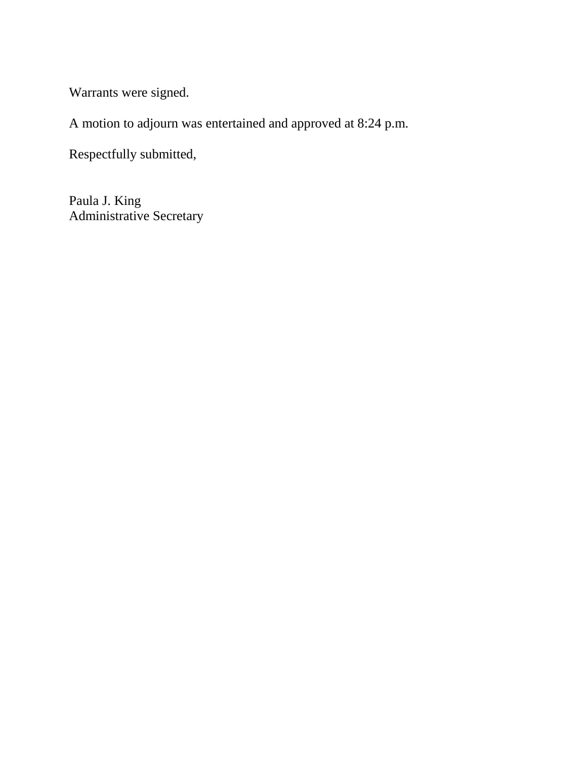Warrants were signed.

A motion to adjourn was entertained and approved at 8:24 p.m.

Respectfully submitted,

Paula J. King
Administrative Secretary